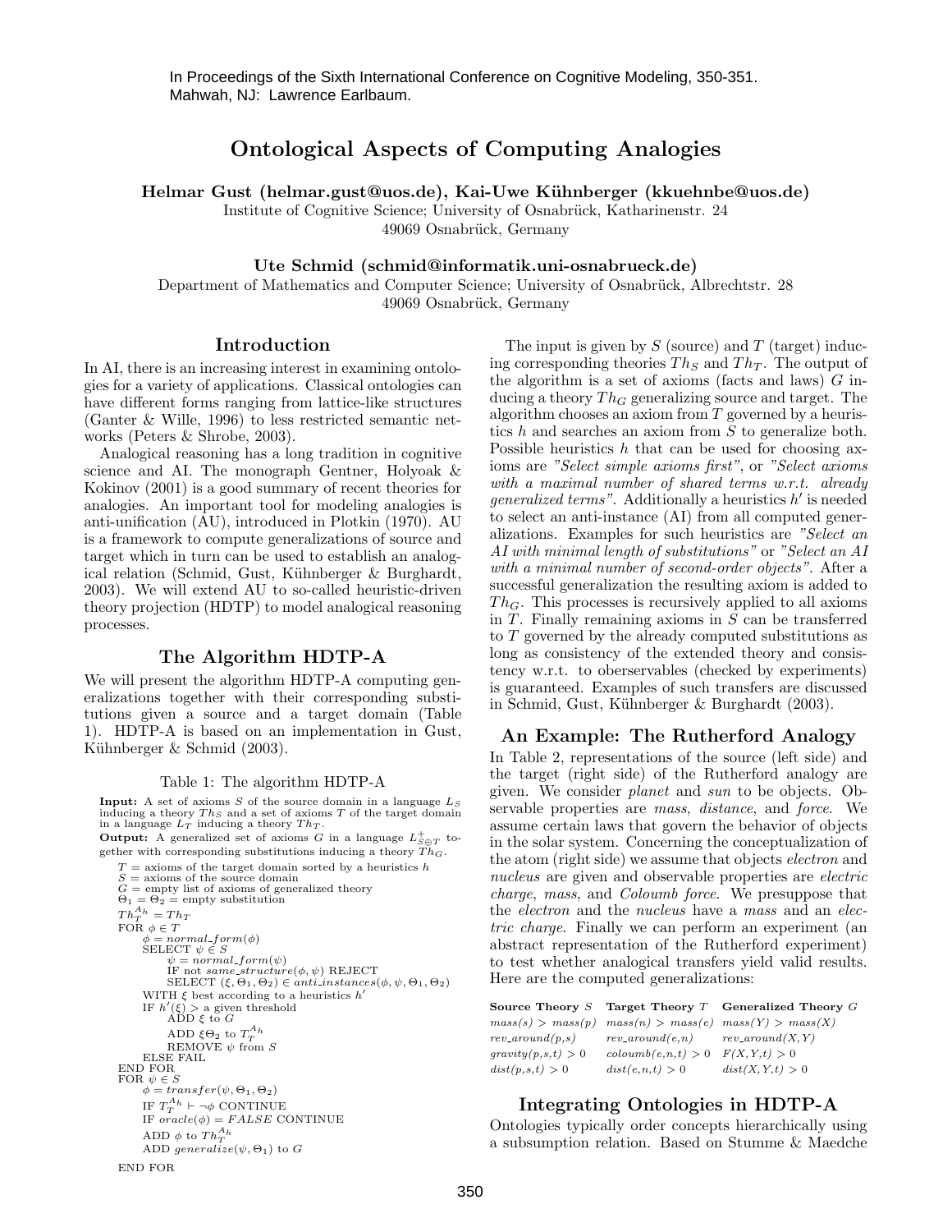In Proceedings of the Sixth International Conference on Cognitive Modeling, 350-351. Mahwah, NJ: Lawrence Earlbaum.

# Ontological Aspects of Computing Analogies

**Helmar Gust (helmar.gust@uos.de), Kai-Uwe Kühnberger (kkuehnbe@uos.de)**
Institute of Cognitive Science; University of Osnabrück, Katharinenstr. 24
49069 Osnabrück, Germany

**Ute Schmid (schmid@informatik.uni-osnabrueck.de)**
Department of Mathematics and Computer Science; University of Osnabrück, Albrechtstr. 28
49069 Osnabrück, Germany

## Introduction

In AI, there is an increasing interest in examining ontologies for a variety of applications. Classical ontologies can have different forms ranging from lattice-like structures (Ganter & Wille, 1996) to less restricted semantic networks (Peters & Shrobe, 2003).

Analogical reasoning has a long tradition in cognitive science and AI. The monograph Gentner, Holyoak & Kokinov (2001) is a good summary of recent theories for analogies. An important tool for modeling analogies is anti-unification (AU), introduced in Plotkin (1970). AU is a framework to compute generalizations of source and target which in turn can be used to establish an analogical relation (Schmid, Gust, Kühnberger & Burghardt, 2003). We will extend AU to so-called heuristic-driven theory projection (HDTP) to model analogical reasoning processes.

## The Algorithm HDTP-A

We will present the algorithm HDTP-A computing generalizations together with their corresponding substitutions given a source and a target domain (Table 1). HDTP-A is based on an implementation in Gust, Kühnberger & Schmid (2003).

Table 1: The algorithm HDTP-A

**Input:** A set of axioms $S$ of the source domain in a language $L_S$ inducing a theory $Th_S$ and a set of axioms $T$ of the target domain in a language $L_T$ inducing a theory $Th_T$.

**Output:** A generalized set of axioms $G$ in a language $L^+_{S \oplus T}$ together with corresponding substitutions inducing a theory $Th_G$.

```
T = axioms of the target domain sorted by a heuristics h
S = axioms of the source domain
G = empty list of axioms of generalized theory
Θ1 = Θ2 = empty substitution
Th_T^{A_h} = Th_T
FOR φ ∈ T
    φ = normal_form(φ)
    SELECT ψ ∈ S
        ψ = normal_form(ψ)
        IF not same_structure(φ, ψ) REJECT
        SELECT (ξ, Θ1, Θ2) ∈ anti_instances(φ, ψ, Θ1, Θ2)
    WITH ξ best according to a heuristics h'
    IF h'(ξ) > a given threshold
        ADD ξ to G
        ADD ξΘ2 to T_T^{A_h}
        REMOVE ψ from S
    ELSE FAIL
END FOR
FOR ψ ∈ S
    φ = transfer(ψ, Θ1, Θ2)
    IF T_T^{A_h} ⊢ ¬φ CONTINUE
    IF oracle(φ) = FALSE CONTINUE
    ADD φ to Th_T^{A_h}
    ADD generalize(ψ, Θ1) to G
END FOR
```

The input is given by $S$ (source) and $T$ (target) inducing corresponding theories $Th_S$ and $Th_T$. The output of the algorithm is a set of axioms (facts and laws) $G$ inducing a theory $Th_G$ generalizing source and target. The algorithm chooses an axiom from $T$ governed by a heuristics $h$ and searches an axiom from $S$ to generalize both. Possible heuristics $h$ that can be used for choosing axioms are *"Select simple axioms first"*, or *"Select axioms with a maximal number of shared terms w.r.t. already generalized terms"*. Additionally a heuristics $h'$ is needed to select an anti-instance (AI) from all computed generalizations. Examples for such heuristics are *"Select an AI with minimal length of substitutions"* or *"Select an AI with a minimal number of second-order objects"*. After a successful generalization the resulting axiom is added to $Th_G$. This processes is recursively applied to all axioms in $T$. Finally remaining axioms in $S$ can be transferred to $T$ governed by the already computed substitutions as long as consistency of the extended theory and consistency w.r.t. to oberservables (checked by experiments) is guaranteed. Examples of such transfers are discussed in Schmid, Gust, Kühnberger & Burghardt (2003).

## An Example: The Rutherford Analogy

In Table 2, representations of the source (left side) and the target (right side) of the Rutherford analogy are given. We consider *planet* and *sun* to be objects. Observable properties are *mass*, *distance*, and *force*. We assume certain laws that govern the behavior of objects in the solar system. Concerning the conceptualization of the atom (right side) we assume that objects *electron* and *nucleus* are given and observable properties are *electric charge*, *mass*, and *Coloumb force*. We presuppose that the *electron* and the *nucleus* have a *mass* and an *electric charge*. Finally we can perform an experiment (an abstract representation of the Rutherford experiment) to test whether analogical transfers yield valid results. Here are the computed generalizations:

| **Source Theory $S$** | **Target Theory $T$** | **Generalized Theory $G$** |
|---|---|---|
| $mass(s) > mass(p)$ | $mass(n) > mass(e)$ | $mass(Y) > mass(X)$ |
| $rev\_around(p,s)$ | $rev\_around(e,n)$ | $rev\_around(X,Y)$ |
| $gravity(p,s,t) > 0$ | $coloumb(e,n,t) > 0$ | $F(X,Y,t) > 0$ |
| $dist(p,s,t) > 0$ | $dist(e,n,t) > 0$ | $dist(X,Y,t) > 0$ |

## Integrating Ontologies in HDTP-A

Ontologies typically order concepts hierarchically using a subsumption relation. Based on Stumme & Maedche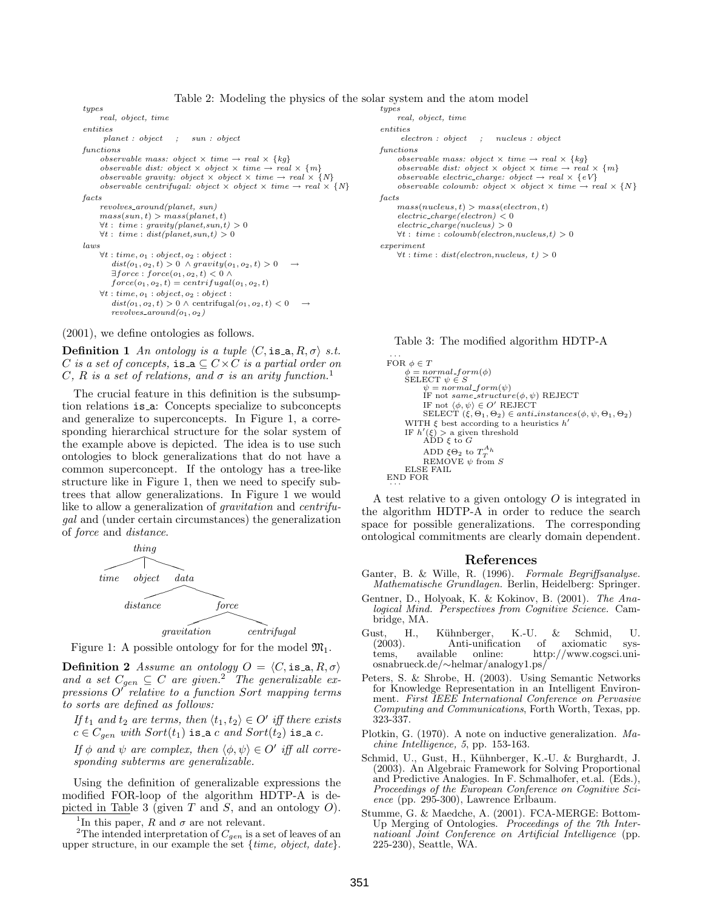Table 2: Modeling the physics of the solar system and the atom model

*types*
*real, object, time*

*entities*
*planet : object* ; *sun : object*

*functions*
*observable mass: object* $\times$ *time* $\rightarrow$ *real* $\times$ $\{kg\}$
*observable dist: object* $\times$ *object* $\times$ *time* $\rightarrow$ *real* $\times$ $\{m\}$
*observable gravity: object* $\times$ *object* $\times$ *time* $\rightarrow$ *real* $\times$ $\{N\}$
*observable centrifugal: object* $\times$ *object* $\times$ *time* $\rightarrow$ *real* $\times$ $\{N\}$

*facts*
*revolves_around(planet, sun)*
$mass(sun, t) > mass(planet, t)$
$\forall t: \ time: gravity(planet, sun, t) > 0$
$\forall t: \ time: dist(planet, sun, t) > 0$

*laws*
$\forall t: time, o_1: object, o_2: object:$
$dist(o_1, o_2, t) > 0 \ \wedge gravity(o_1, o_2, t) > 0 \quad \rightarrow$
$\exists force: force(o_1, o_2, t) < 0 \ \wedge$
$force(o_1, o_2, t) = centrifugal(o_1, o_2, t)$
$\forall t: time, o_1: object, o_2: object:$
$dist(o_1, o_2, t) > 0 \wedge \text{centrifugal}(o_1, o_2, t) < 0 \quad \rightarrow$
$revolves\_around(o_1, o_2)$

*types*
*real, object, time*

*entities*
*electron : object* ; *nucleus : object*

*functions*
*observable mass: object* $\times$ *time* $\rightarrow$ *real* $\times$ $\{kg\}$
*observable dist: object* $\times$ *object* $\times$ *time* $\rightarrow$ *real* $\times$ $\{m\}$
*observable electric_charge: object* $\rightarrow$ *real* $\times$ $\{eV\}$
*observable coloumb: object* $\times$ *object* $\times$ *time* $\rightarrow$ *real* $\times$ $\{N\}$

*facts*
$mass(nucleus, t) > mass(electron, t)$
$electric\_charge(electron) < 0$
$electric\_charge(nucleus) > 0$
$\forall t: \ time: coloumb(electron, nucleus, t) > 0$

*experiment*
$\forall t: time: dist(electron, nucleus, \ t) > 0$

(2001), we define ontologies as follows.

**Definition 1** *An ontology is a tuple* $\langle C, \texttt{is\_a}, R, \sigma\rangle$ *s.t. C is a set of concepts,* $\texttt{is\_a} \subseteq C \times C$ *is a partial order on C, R is a set of relations, and σ is an arity function.*[1]

The crucial feature in this definition is the subsumption relations is_a: Concepts specialize to subconcepts and generalize to superconcepts. In Figure 1, a corresponding hierarchical structure for the solar system of the example above is depicted. The idea is to use such ontologies to block generalizations that do not have a common superconcept. If the ontology has a tree-like structure like in Figure 1, then we need to specify subtrees that allow generalizations. In Figure 1 we would like to allow a generalization of *gravitation* and *centrifugal* and (under certain circumstances) the generalization of *force* and *distance*.

thing
time object data
distance force
gravitation centrifugal

Figure 1: A possible ontology for for the model $\mathfrak{M}_1$.

**Definition 2** *Assume an ontology* $O = \langle C, \texttt{is\_a}, R, \sigma\rangle$ *and a set* $C_{gen} \subseteq C$ *are given.*[2] *The generalizable expressions O′ relative to a function Sort mapping terms to sorts are defined as follows:*

*If $t_1$ and $t_2$ are terms, then $\langle t_1, t_2\rangle \in O'$ iff there exists $c \in C_{gen}$ with $Sort(t_1)$ is_a c and $Sort(t_2)$ is_a c.*

*If φ and ψ are complex, then $\langle \phi, \psi\rangle \in O'$ iff all corresponding subterms are generalizable.*

Using the definition of generalizable expressions the modified FOR-loop of the algorithm HDTP-A is depicted in Table 3 (given T and S, and an ontology O).

[1] In this paper, R and σ are not relevant.

[2] The intended interpretation of $C_{gen}$ is a set of leaves of an upper structure, in our example the set {*time, object, date*}.

Table 3: The modified algorithm HDTP-A

```
...
FOR φ ∈ T
    φ = normal_form(φ)
    SELECT ψ ∈ S
        ψ = normal_form(ψ)
        IF not same_structure(φ, ψ) REJECT
        IF not ⟨φ, ψ⟩ ∈ O′ REJECT
        SELECT (ξ, Θ1, Θ2) ∈ anti_instances(φ, ψ, Θ1, Θ2)
    WITH ξ best according to a heuristics h′
    IF h′(ξ) > a given threshold
        ADD ξ to G
        ADD ξΘ2 to T_T^{A_h}
        REMOVE ψ from S
    ELSE FAIL
END FOR
...
```

A test relative to a given ontology O is integrated in the algorithm HDTP-A in order to reduce the search space for possible generalizations. The corresponding ontological commitments are clearly domain dependent.

## References

Ganter, B. & Wille, R. (1996). *Formale Begriffsanalyse. Mathematische Grundlagen.* Berlin, Heidelberg: Springer.

Gentner, D., Holyoak, K. & Kokinov, B. (2001). *The Analogical Mind. Perspectives from Cognitive Science.* Cambridge, MA.

Gust, H., Kühnberger, K.-U. & Schmid, U. (2003). Anti-unification of axiomatic systems, available online: http://www.cogsci.uni-osnabrueck.de/∼helmar/analogy1.ps/

Peters, S. & Shrobe, H. (2003). Using Semantic Networks for Knowledge Representation in an Intelligent Environment. *First IEEE International Conference on Pervasive Computing and Communications*, Forth Worth, Texas, pp. 323-337.

Plotkin, G. (1970). A note on inductive generalization. *Machine Intelligence, 5*, pp. 153-163.

Schmid, U., Gust, H., Kühnberger, K.-U. & Burghardt, J. (2003). An Algebraic Framework for Solving Proportional and Predictive Analogies. In F. Schmalhofer, et.al. (Eds.), *Proceedings of the European Conference on Cognitive Science* (pp. 295-300), Lawrence Erlbaum.

Stumme, G. & Maedche, A. (2001). FCA-MERGE: Bottom-Up Merging of Ontologies. *Proceedings of the 7th Internatioanl Joint Conference on Artificial Intelligence* (pp. 225-230), Seattle, WA.